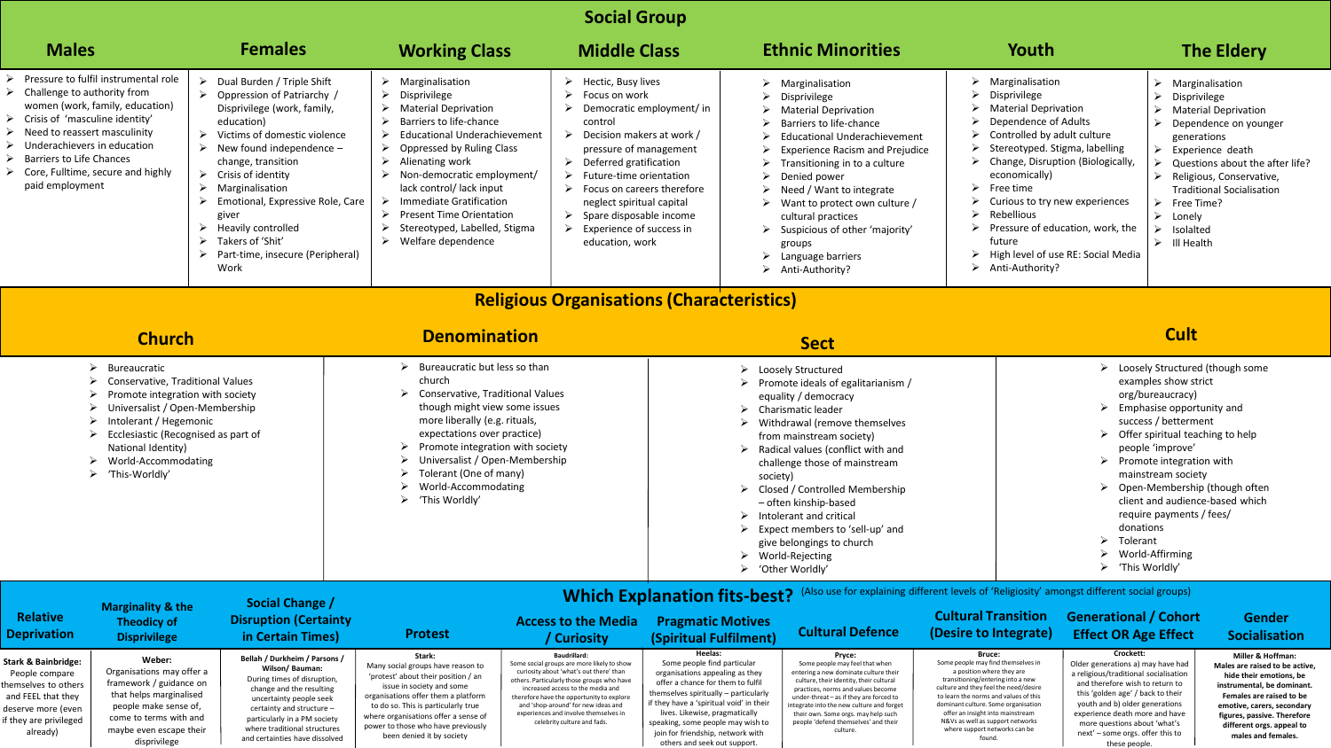# Social Group

## Males

- Pressure to fulfil instrumental role
- Challenge to authority from women (work, family, education)
- Crisis of 'masculine identity'
- Need to reassert masculinity
- Underachievers in education
- Barriers to Life Chances
- Core, Fulltime, secure and highly paid employment

## Females

- Dual Burden / Triple Shift
- Oppression of Patriarchy / Disprivilege (work, family, education)
- Victims of domestic violence
- New found independence – change, transition
- Crisis of identity
- Marginalisation
- Emotional, Expressive Role, Care giver
- Heavily controlled
- Takers of 'Shit'
- Part-time, insecure (Peripheral) Work

## Working Class

- Marginalisation
- Disprivilege
- Material Deprivation
- Barriers to life-chance
- Educational Underachievement
- Oppressed by Ruling Class
- Alienating work
- Non-democratic employment/ lack control/ lack input
- Immediate Gratification
- Present Time Orientation
- Stereotyped, Labelled, Stigma
- Welfare dependence

## Middle Class

- Hectic, Busy lives
- Focus on work
- Democratic employment/ in control
- Decision makers at work / pressure of management
- Deferred gratification
- Future-time orientation
- Focus on careers therefore neglect spiritual capital
- Spare disposable income
- Experience of success in education, work

## Ethnic Minorities

- Marginalisation
- Disprivilege
- Material Deprivation
- Barriers to life-chance
- Educational Underachievement
- Experience Racism and Prejudice
- Transitioning in to a culture
- Denied power
- Need / Want to integrate
- Want to protect own culture / cultural practices
- Suspicious of other 'majority' groups
- Language barriers
- Anti-Authority?

## Youth

- Marginalisation
- Disprivilege
- Material Deprivation
- Dependence of Adults
- Controlled by adult culture
- Stereotyped. Stigma, labelling
- Change, Disruption (Biologically, economically)
- Free time
- Curious to try new experiences
- Rebellious
- Pressure of education, work, the future
- High level of use RE: Social Media
- Anti-Authority?

## The Eldery

- Marginalisation
- Disprivilege
- Material Deprivation
- Dependence on younger generations
- Experience death
- Questions about the after life?
- Religious, Conservative, Traditional Socialisation
- Free Time?
- Lonely
- Isolalted
- Ill Health

# Religious Organisations (Characteristics)

## Church

- Bureaucratic
- Conservative, Traditional Values
- Promote integration with society
- Universalist / Open-Membership
- Intolerant / Hegemonic
- Ecclesiastic (Recognised as part of National Identity)
- World-Accommodating
- 'This-Worldly'

## Denomination

- Bureaucratic but less so than church
- Conservative, Traditional Values though might view some issues more liberally (e.g. rituals, expectations over practice)
- Promote integration with society
- Universalist / Open-Membership
- Tolerant (One of many)
- World-Accommodating
- 'This Worldly'

## Sect

- Loosely Structured
- Promote ideals of egalitarianism / equality / democracy
- Charismatic leader
- Withdrawal (remove themselves from mainstream society)
- Radical values (conflict with and challenge those of mainstream society)
- Closed / Controlled Membership – often kinship-based
- Intolerant and critical
- Expect members to 'sell-up' and give belongings to church
- World-Rejecting
- 'Other Worldly'

## Cult

- Loosely Structured (though some examples show strict org/bureaucracy)
- Emphasise opportunity and success / betterment
- Offer spiritual teaching to help people 'improve'
- Promote integration with mainstream society
- Open-Membership (though often client and audience-based which require payments / fees/ donations
- Tolerant
- World-Affirming
- 'This Worldly'

# Which Explanation fits-best?

(Also use for explaining different levels of 'Religiosity' amongst different social groups)

## Relative Deprivation

**Stark & Bainbridge:** People compare themselves to others and FEEL that they deserve more (even if they are privileged already)

## Marginality & the Theodicy of Disprivilege

**Weber:** Organisations may offer a framework / guidance on that helps marginalised people make sense of, come to terms with and maybe even escape their disprivilege

## Social Change / Disruption (Certainty in Certain Times)

**Bellah / Durkheim / Parsons / Wilson/ Bauman:** During times of disruption, change and the resulting uncertainty people seek certainty and structure – particularly in a PM society where traditional structures and certainties have dissolved

## Protest

**Stark:** Many social groups have reason to 'protest' about their position / an issue in society and some organisations offer them a platform to do so. This is particularly true where organisations offer a sense of power to those who have previously been denied it by society

## Access to the Media / Curiosity

**Baudrillard:** Some social groups are more likely to show curiosity about 'what's out there' than others. Particularly those groups who have increased access to the media and therefore have the opportunity to explore and 'shop-around' for new ideas and experiences and involve themselves in celebrity culture and fads.

## Pragmatic Motives (Spiritual Fulfilment)

**Heelas:** Some people find particular organisations appealing as they offer a chance for them to fulfil themselves spiritually – particularly if they have a 'spiritual void' in their lives. Likewise, pragmatically speaking, some people may wish to join for friendship, network with others and seek out support.

## Cultural Defence

**Pryce:** Some people may feel that when entering a new dominate culture their culture, their identity, their cultural practices, norms and values become under-threat – as if they are forced to integrate into the new culture and forget their own. Some orgs. may help such people 'defend themselves' and their culture.

## Cultural Transition (Desire to Integrate)

**Bruce:** Some people may find themselves in a position where they are transitioning/entering into a new culture and they feel the need/desire to learn the norms and values of this dominant culture. Some organisation offer an insight into mainstream N&Vs as well as support networks where support networks can be found.

## Generational / Cohort Effect OR Age Effect

**Crockett:** Older generations a) may have had a religious/traditional socialisation and therefore wish to return to this 'golden age' / back to their youth and b) older generations experience death more and have more questions about 'what's next' – some orgs. offer this to these people.

## Gender Socialisation

**Miller & Hoffman: Males are raised to be active, hide their emotions, be instrumental, be dominant. Females are raised to be emotive, carers, secondary figures, passive. Therefore different orgs. appeal to males and females.**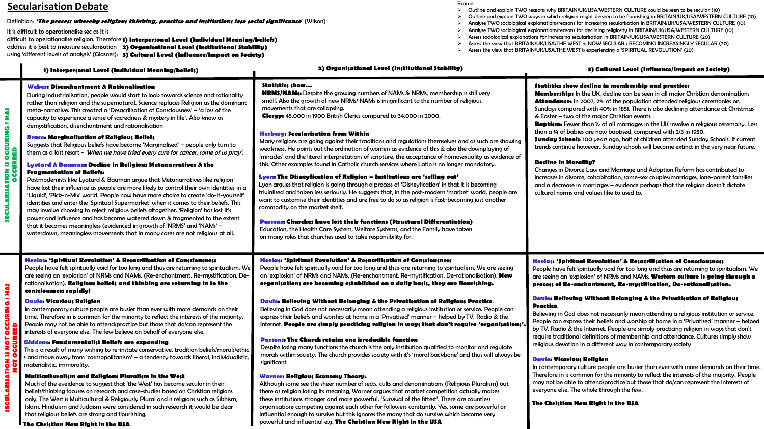# Secularisation Debate

Definition: ***'The process whereby religious thinking, practice and institutions lose social significance'*** (Wilson)

It is difficult to operationalise sec as it is difficult to operationalise religion. Therefore address it is best to measure secularisation using 'different levels of analysis' (Glasner):

1. **Interpersonal Level (Individual Meaning/beliefs)**
2. **Organisational Level (Institutional Stability)**
3. **Cultural Level (Influence/Impact on Society)**

Exams:

- Outline and explain TWO reasons why BRITAIN/UK/USA/WESTERN CULTURE could be seen to be secular (10)
- Outline and explain TWO ways in which religion might be seen to be flourishing in BRITAIN/UK/USA/WESTERN CULTURE (10)
- Analyse TWO sociological explanations/reasons for increasing secularisation in BRITAIN/UK/USA/WESTERN CULTURE (10)
- Analyse TWO sociological explanations/reasons for declining religiosity in BRITAIN/UK/USA/WESTERN CULTURE (10)
- Assess sociological explanations for increasing secularisation in BRITAIN/UK/USA/WESTERN CULTURE (20)
- Assess the view that BRITAIN/UK/USA/THE WEST is NOW SECULAR / BECOMING INCREASINGLY SECULAR (20)
- Assess the view that BRITAIN/UK/USA.THE WEST is experiencing a 'SPIRITUAL REVOLUTION' (20)

## SECULARISATION IS OCCURRING / HAS OCCURRED

### 1) Interpersonal Level (Individual Meaning/Beliefs)

**Weber: Disenchantment & Rationalisation**
During industrialisation, people would start to look towards science and rationality rather than religion and the supernatural. Science replaces Religion as the dominant meta-narrative. This created a 'Desacrilisation of Consciousness' – 'a loss of the capacity to experience a sense of sacredness & mystery in life'. Also know as demystification, disenchantment and rationalisation

**Bruce: Marginalisation of Religious Beliefs**
Suggests that Religious beliefs have become 'Marginalised' – people only turn to them as a last resort - *'When we have tried every cure for cancer, some of us pray'.*

**Lyotard & Bauman: Decline in Religious Metanarratives & the Fragmentation of Beliefs:**
Postmodernists like Lyotard & Bauman argue that Metanarratives like religion have lost their influence as people are more likely to control their own identities in a 'Liquid', 'Pick-n-Mix' world. People now have more choice to create 'do-it-yourself' identities and enter the 'Spiritual Supermarket' when it comes to their beliefs. This may involve choosing to reject religious beliefs altogether. 'Religion' has lost it's power and influence and has become watered down & fragmented to the extent that it becomes meaningless (evidenced in growth of 'NRMS' and 'NAMs' – waterdown, meaningless movements that in many cases are not religious at all.

### 2) Organisational Level (Institutional Stability)

**Statistics show…**
**NRMS/NAMs:** Despite the growing numbers of NAMs & NRMs, membership is still very small. Also the growth of new NRMs/ NAMs is insignificant to the number of religious movements that are collapsing.
**Clergy:** 45,000 in 1900 British Clerics compared to 34,000 in 2000.

**Herberg: Secularisation from Within**
Many religions are going against their traditions and regulations themselves and as such are showing weakness. He points out the ordination of women as evidence of this & also the downplaying of 'miracles' and the literal interpretations of scripture, the acceptance of homosexuality as evidence of this. Other examples found in Catholic church services where Latin is no longer mandatory.

**Lyon: The Disneyfication of Religion – Institutions are 'selling out'**
Lyon argues that religion is going through a process of 'Disneyfication' in that it is becoming trivialised and taken less seriously. He suggests that, in the post-modern 'market' world, people are want to customise their identities and are free to do so as religion is fast-becoming just another commodity on the market shelf.

**Parsons: Churches have lost their functions (Structural Differentiation)**
Education, the Health Care System, Welfare Systems, and the Family have taken on many roles that churches used to take responsibility for.

### 3) Cultural Level (Influence/Impact on Society)

**Statistics show decline in membership and practice:**
**Membership:** In the UK, decline can be seen in all major Christian denominations
**Attendance:** In 2007, 2% of the population attended religious ceremonies on Sundays compared with 40% in 1851. There is also declining attendance at Christmas & Easter – two of the major Christian events.
**Baptism:** Fewer than ½ of all marriages in the UK involve a religious ceremony. Less than a ¼ of babies are now baptised, compared with 2/3 in 1950.
**Sunday Schools:** 100 years ago, half of children attended Sunday Schools. If current trends continue however, Sunday schools will become extinct in the very near future.

**Decline in Morality?**
Changes in Divorce Law and Marriage and Adoption Reform has contributed to increases in divorce, cohabitation, same-sex couples/marriages, lone-parent families and a decrease in marriages – evidence perhaps that the religion doesn't dictate cultural norms and values like to used to.

## SECULARISATION IS NOT OCCURRING / HAS NOT OCCURRED

### 1) Interpersonal Level (Individual Meaning/Beliefs)

**Heelas: 'Spiritual Revolution' & Resacrilisation of Consciousness**
People have felt spiritually void for too long and thus are returning to spiritualism. We are seeing an 'explosion' of NRMs and NAMs. (Re-enchantment, Re-mystification, De-rationalisation). **Religious beliefs and thinking are returning in to the consciousness rapidly!**

**Davie: Vicarious Religion**
In contemporary culture people are busier than ever with more demands on their time. Therefore in is common for the minority to reflect the interests of the majority. People may not be able to attend/practice but those that do/can represent the interests of everyone else. The few believe on behalf of everyone else.

**Giddens: Fundamentalist Beliefs are expanding**
This is a result of many wishing to re-instate conservative, tradition beliefs/morals/ethics and move away from 'cosmopolitanism' – a tendency towards liberal, individualistic, materialistic, immorality.

**Multiculturalism and Religious Pluralism in the West**
Much of the eveidence to suggest that 'the West' has become secular in their beliefs/thinking focuses on research and case-studies based on Christian religions only. The West is Multicultural & Religiously Plural and is religions such as Sikhism, Islam, Hinduism and Judaism were considered in such research it would be clear that religious beliefs are strong and flourishing.

**The Christian New Right in the USA**

### 2) Organisational Level (Institutional Stability)

**Heelas: 'Spiritual Revolution' & Resacrilisation of Consciousness**
People have felt spiritually void for too long and thus are returning to spiritualism. We are seeing an 'explosion' of NRMs and NAMs. (Re-enchantment, Re-mystification, De-rationalisation). **New organisations are becoming established on a daily basis, they are flourishing.**

**Davie: Believing Without Belonging & the Privatisation of Religious Practice.**
Believing in God does not necessarily mean attending a religious institution or service. People can express their beliefs and worship at home in a 'Privatised' manner – helped by TV, Radio & the Internet. **People are simply practicing religion in ways that don't require 'organisations'.**

**Parsons: The Church retains one irreducible function**
Despite losing many functions the church is the only institution qualified to monitor and regulate morals within society. The church provides society with it's 'moral backbone' and thus will always be significant

**Warner: Religious Economy Theory.**
Although some see the sheer number of sects, cults and denominations (Religious Pluralism) out there as religion losing its meaning, Warner argues that market competition actually makes these institutions stronger and more powerful. 'Survival of the fittest'. There are countless organisations competing against each other for followers constantly. Yes, some are powerful or influential enough to survive but this ignores the many that do survive which become very powerful and influential e.g. **The Christian New Right in the USA**

### 3) Cultural Level (Influence/Impact on Society)

**Heelas: 'Spiritual Revolution' & Resacrilisation of Consciousness**
People have felt spiritually void for too long and thus are returning to spiritualism. We are seeing an 'explosion' of NRMs and NAMs. **Western culture is going through a process of Re-enchantment, Re-mystification, De-rationalisation.**

**Davie: Believing Without Belonging & the Privatisation of Religious Practice.**
Believing in God does not necessarily mean attending a religious institution or service. People can express their beliefs and worship at home in a 'Privatised' manner – helped by TV, Radio & the Internet. People are simply practicing religion in ways that don't require traditional definitions of membership and attendance. Cultures simply show religious devotion in a different way in contemporary society

**Davie: Vicarious Religion**
In contemporary culture people are busier than ever with more demands on their time. Therefore in is common for the minority to reflect the interests of the majority. People may not be able to attend/practice but those that do/can represent the interests of everyone else. The whole through the few.

**The Christian New Right in the USA**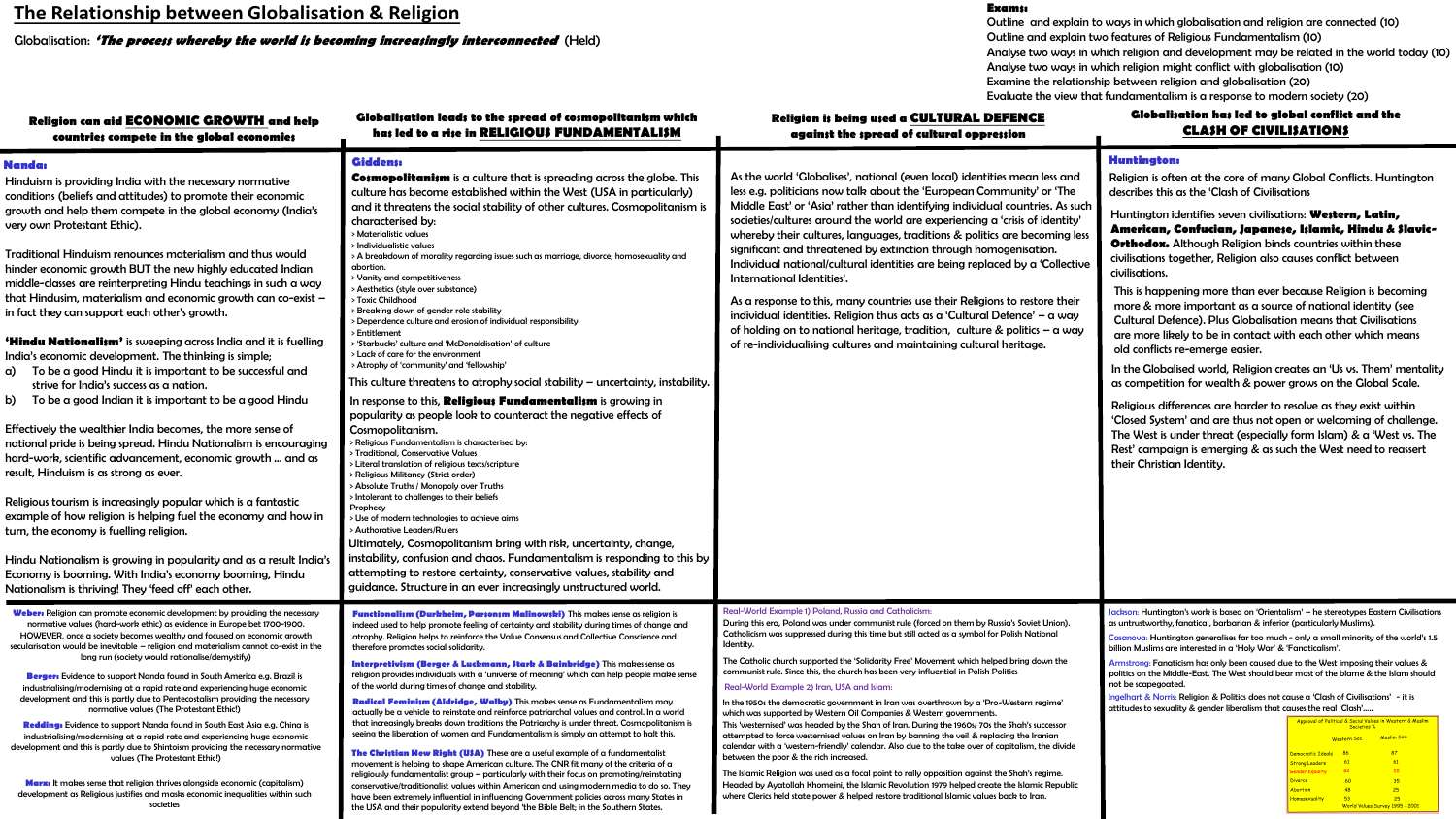# The Relationship between Globalisation & Religion

Globalisation: ***'The process whereby the world is becoming increasingly interconnected'*** (Held)

**Exams:**

- Outline and explain to ways in which globalisation and religion are connected (10)
- Outline and explain two features of Religious Fundamentalism (10)
- Analyse two ways in which religion and development may be related in the world today (10)
- Analyse two ways in which religion might conflict with globalisation (10)
- Examine the relationship between religion and globalisation (20)
- Evaluate the view that fundamentalism is a response to modern society (20)

## Religion can aid ECONOMIC GROWTH and help countries compete in the global economies

**Nanda:**

Hinduism is providing India with the necessary normative conditions (beliefs and attitudes) to promote their economic growth and help them compete in the global economy (India's very own Protestant Ethic).

Traditional Hinduism renounces materialism and thus would hinder economic growth BUT the new highly educated Indian middle-classes are reinterpreting Hindu teachings in such a way that Hinduism, materialism and economic growth can co-exist – in fact they can support each other's growth.

**'Hindu Nationalism'** is sweeping across India and it is fuelling India's economic development. The thinking is simple;

a) To be a good Hindu it is important to be successful and strive for India's success as a nation.
b) To be a good Indian it is important to be a good Hindu

Effectively the wealthier India becomes, the more sense of national pride is being spread. Hindu Nationalism is encouraging hard-work, scientific advancement, economic growth … and as result, Hinduism is as strong as ever.

Religious tourism is increasingly popular which is a fantastic example of how religion is helping fuel the economy and how in turn, the economy is fuelling religion.

Hindu Nationalism is growing in popularity and as a result India's Economy is booming. With India's economy booming, Hindu Nationalism is thriving! They 'feed off' each other.

**Weber:** Religion can promote economic development by providing the necessary normative values (hard-work ethic) as evidence in Europe bet 1700-1900. HOWEVER, once a society becomes wealthy and focused on economic growth secularisation would be inevitable – religion and materialism cannot co-exist in the long run (society would rationalise/demystify)

**Berger:** Evidence to support Nanda found in South America e.g. Brazil is industrialising/modernising at a rapid rate and experiencing huge economic development and this is partly due to Pentecostalism providing the necessary normative values (The Protestant Ethic!)

**Redding:** Evidence to support Nanda found in South East Asia e.g. China is industrialising/modernising at a rapid rate and experiencing huge economic development and this is partly due to Shintoism providing the necessary normative values (The Protestant Ethic!)

**Marx:** It makes sense that religion thrives alongside economic (capitalism) development as Religious justifies and masks economic inequalities within such societies

## Globalisation leads to the spread of cosmopolitanism which has led to a rise in RELIGIOUS FUNDAMENTALISM

**Giddens:**

**Cosmopolitanism** is a culture that is spreading across the globe. This culture has become established within the West (USA in particular) and it threatens the social stability of other cultures. Cosmopolitanism is characterised by:

> Materialistic values
> Individualistic values
> A breakdown of morality regarding issues such as marriage, divorce, homosexuality and abortion.
> Vanity and competitiveness
> Aesthetics (style over substance)
> Toxic Childhood
> Breaking down of gender role stability
> Dependence culture and erosion of individual responsibility
> Entitlement
> 'Starbucks' culture and 'McDonaldisation' of culture
> Lack of care for the environment
> Atrophy of 'community' and 'fellowship'

This culture threatens to atrophy social stability – uncertainty, instability.

In response to this, **Religious Fundamentalism** is growing in popularity as people look to counteract the negative effects of Cosmopolitanism.

> Religious Fundamentalism is characterised by:
> Traditional, Conservative Values
> Literal translation of religious texts/scripture
> Religious Militancy (Strict order)
> Absolute Truths / Monopoly over Truths
> Intolerant to challenges to their beliefs
Prophecy
> Use of modern technologies to achieve aims
> Authorative Leaders/Rulers

Ultimately, Cosmopolitanism bring with risk, uncertainty, change, instability, confusion and chaos. Fundamentalism is responding to this by attempting to restore certainty, conservative values, stability and guidance. Structure in an ever increasingly unstructured world.

**Functionalism (Durkheim, Parsons, Malinowski)** This makes sense as religion is indeed used to help promote feeling of certainty and stability during times of change and atrophy. Religion helps to reinforce the Value Consensus and Collective Conscience and therefore promotes social solidarity.

**Interpretivism (Berger & Luckmann, Stark & Bainbridge)** This makes sense as religion provides individuals with a 'universe of meaning' which can help people make sense of the world during times of change and stability.

**Radical Feminism (Aldridge, Walby)** This makes sense as Fundamentalism may actually be a vehicle to reinstate and reinforce patriarchal values and control. In a world that increasingly breaks down traditions the Patriarchy is under threat. Cosmopolitanism is seeing the liberation of women and Fundamentalism is simply an attempt to halt this.

**The Christian New Right (USA)** These are a useful example of a fundamentalist movement is helping to shape American culture. The CNR fit many of the criteria of a religiously fundamentalist group – particularly with their focus on promoting/reinstating conservative/traditionalist values within American and using modern media to do so. They have been extremely influential in influencing Government policies across many States in the USA and their popularity extend beyond 'the Bible Belt; in the Southern States.

## Religion is being used a CULTURAL DEFENCE against the spread of cultural oppression

As the world 'Globalises', national (even local) identities mean less and less e.g. politicians now talk about the 'European Community' or 'The Middle East' or 'Asia' rather than identifying individual countries. As such societies/cultures around the world are experiencing a 'crisis of identity' whereby their cultures, languages, traditions & politics are becoming less significant and threatened by extinction through homogenisation. Individual national/cultural identities are being replaced by a 'Collective International Identities'.

As a response to this, many countries use their Religions to restore their individual identities. Religion thus acts as a 'Cultural Defence' – a way of holding on to national heritage, tradition, culture & politics – a way of re-individualising cultures and maintaining cultural heritage.

Real-World Example 1) Poland, Russia and Catholicism:

During this era, Poland was under communist rule (forced on them by Russia's Soviet Union). Catholicism was suppressed during this time but still acted as a symbol for Polish National Identity.

The Catholic church supported the 'Solidarity Free' Movement which helped bring down the communist rule. Since this, the church has been very influential in Polish Politics

Real-World Example 2) Iran, USA and Islam:

In the 1950s the democratic government in Iran was overthrown by a 'Pro-Western regime' which was supported by Western Oil Companies & Western governments.
This 'westernised' was headed by the Shah of Iran. During the 1960s/ 70s the Shah's successor attempted to force westernised values on Iran by banning the veil & replacing the Iranian calendar with a 'western-friendly' calendar. Also due to the take over of capitalism, the divide between the poor & the rich increased.

The Islamic Religion was used as a focal point to rally opposition against the Shah's regime. Headed by Ayatollah Khomeini, the Islamic Revolution 1979 helped create the Islamic Republic where Clerics held state power & helped restore traditional Islamic values back to Iran.

## Globalisation has led to global conflict and the CLASH OF CIVILISATIONS

**Huntington:**

Religion is often at the core of many Global Conflicts. Huntington describes this as the 'Clash of Civilisations'

Huntington identifies seven civilisations: **Western, Latin, American, Confucian, Japanese, Islamic, Hindu & Slavic-Orthodox.** Although Religion binds countries within these civilisations together, Religion also causes conflict between civilisations.

This is happening more than ever because Religion is becoming more & more important as a source of national identity (see Cultural Defence). Plus Globalisation means that Civilisations are more likely to be in contact with each other which means old conflicts re-emerge easier.

In the Globalised world, Religion creates an 'Us vs. Them' mentality as competition for wealth & power grows on the Global Scale.

Religious differences are harder to resolve as they exist within 'Closed System' and are thus not open or welcoming of challenge. The West is under threat (especially form Islam) & a 'West vs. The Rest' campaign is emerging & as such the West need to reassert their Christian Identity.

Jackson: Huntington's work is based on 'Orientalism' – he stereotypes Eastern Civilisations as untrustworthy, fanatical, barbarian & inferior (particularly Muslims).

Casanova: Huntington generalises far too much – only a small minority of the world's 1.5 billion Muslims are interested in a 'Holy War' & 'Fanaticalism'.

Armstrong: Fanaticism has only been caused due to the West imposing their values & politics on the Middle-East. The West should bear most of the blame & the Islam should not be scapegoated.

Ingelhart & Norris: Religion & Politics does not cause a 'Clash of Civilisations' - it is attitudes to sexuality & gender liberalism that causes the real 'Clash'.....

Approval of Political & Social Values in Western & Muslim Societies %

| | Western Soc. | Muslim Soc. |
|---|---|---|
| Democratic Ideals | 86 | 87 |
| Strong Leaders | 61 | 61 |
| Gender Equality | 82 | 55 |
| Divorce | 60 | 35 |
| Abortion | 48 | 25 |
| Homosexuality | 53 | 25 |

World Values Survey 1995 - 2001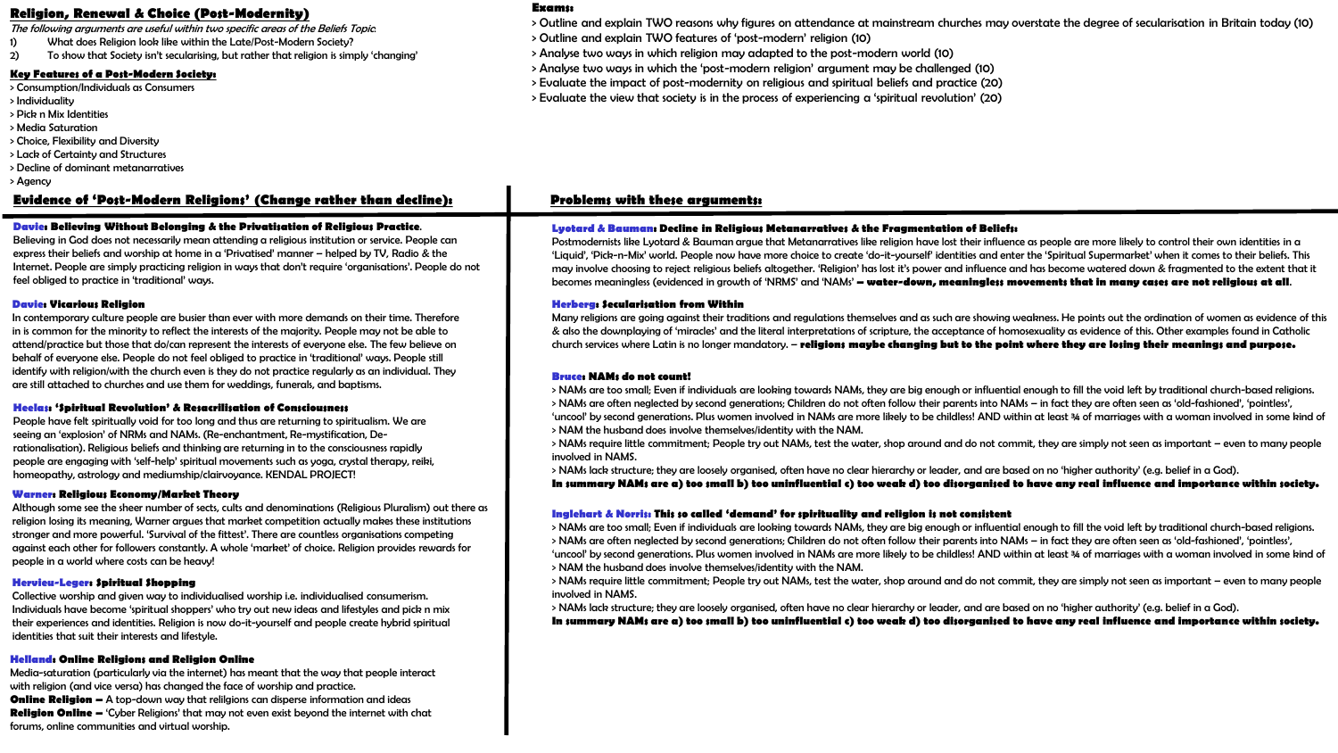# Religion, Renewal & Choice (Post-Modernity)

The following arguments are useful within two specific areas of the Beliefs Topic:

1) What does Religion look like within the Late/Post-Modern Society?
2) To show that Society isn't secularising, but rather that religion is simply 'changing'

## Key Features of a Post-Modern Society:

> Consumption/Individuals as Consumers
> Individuality
> Pick n Mix Identities
> Media Saturation
> Choice, Flexibility and Diversity
> Lack of Certainty and Structures
> Decline of dominant metanarratives
> Agency

## Exams:

> Outline and explain TWO reasons why figures on attendance at mainstream churches may overstate the degree of secularisation in Britain today (10)
> Outline and explain TWO features of 'post-modern' religion (10)
> Analyse two ways in which religion may adapted to the post-modern world (10)
> Analyse two ways in which the 'post-modern religion' argument may be challenged (10)
> Evaluate the impact of post-modernity on religious and spiritual beliefs and practice (20)
> Evaluate the view that society is in the process of experiencing a 'spiritual revolution' (20)

## Evidence of 'Post-Modern Religions' (Change rather than decline):

**Davie: Believing Without Belonging & the Privatisation of Religious Practice.**
Believing in God does not necessarily mean attending a religious institution or service. People can express their beliefs and worship at home in a 'Privatised' manner – helped by TV, Radio & the Internet. People are simply practicing religion in ways that don't require 'organisations'. People do not feel obliged to practice in 'traditional' ways.

**Davie: Vicarious Religion**
In contemporary culture people are busier than ever with more demands on their time. Therefore in is common for the minority to reflect the interests of the majority. People may not be able to attend/practice but those that do/can represent the interests of everyone else. The few believe on behalf of everyone else. People do not feel obliged to practice in 'traditional' ways. People still identify with religion/with the church even is they do not practice regularly as an individual. They are still attached to churches and use them for weddings, funerals, and baptisms.

**Heelas: 'Spiritual Revolution' & Resacrilisation of Consciousness**
People have felt spiritually void for too long and thus are returning to spiritualism. We are seeing an 'explosion' of NRMs and NAMs. (Re-enchantment, Re-mystification, De-rationalisation). Religious beliefs and thinking are returning in to the consciousness rapidly people are engaging with 'self-help' spiritual movements such as yoga, crystal therapy, reiki, homeopathy, astrology and mediumship/clairvoyance. KENDAL PROJECT!

**Warner: Religious Economy/Market Theory**
Although some see the sheer number of sects, cults and denominations (Religious Pluralism) out there as religion losing its meaning, Warner argues that market competition actually makes these institutions stronger and more powerful. 'Survival of the fittest'. There are countless organisations competing against each other for followers constantly. A whole 'market' of choice. Religion provides rewards for people in a world where costs can be heavy!

**Hervieu-Leger: Spiritual Shopping**
Collective worship and given way to individualised worship i.e. individualised consumerism. Individuals have become 'spiritual shoppers' who try out new ideas and lifestyles and pick n mix their experiences and identities. Religion is now do-it-yourself and people create hybrid spiritual identities that suit their interests and lifestyle.

**Helland: Online Religions and Religion Online**
Media-saturation (particularly via the internet) has meant that the way that people interact with religion (and vice versa) has changed the face of worship and practice.
**Online Religion –** A top-down way that relilgions can disperse information and ideas
**Religion Online –** 'Cyber Religions' that may not even exist beyond the internet with chat forums, online communities and virtual worship.

## Problems with these arguments:

**Lyotard & Bauman: Decline in Religious Metanarratives & the Fragmentation of Beliefs:**
Postmodernists like Lyotard & Bauman argue that Metanarratives like religion have lost their influence as people are more likely to control their own identities in a 'Liquid', 'Pick-n-Mix' world. People now have more choice to create 'do-it-yourself' identities and enter the 'Spiritual Supermarket' when it comes to their beliefs. This may involve choosing to reject religious beliefs altogether. 'Religion' has lost it's power and influence and has become watered down & fragmented to the extent that it becomes meaningless (evidenced in growth of 'NRMS' and 'NAMs' **– water-down, meaningless movements that in many cases are not religious at all**.

**Herberg: Secularisation from Within**
Many religions are going against their traditions and regulations themselves and as such are showing weakness. He points out the ordination of women as evidence of this & also the downplaying of 'miracles' and the literal interpretations of scripture, the acceptance of homosexuality as evidence of this. Other examples found in Catholic church services where Latin is no longer mandatory. – **religions maybe changing but to the point where they are losing their meanings and purpose.**

**Bruce: NAMs do not count!**
> NAMs are too small; Even if individuals are looking towards NAMs, they are big enough or influential enough to fill the void left by traditional church-based religions.
> NAMs are often neglected by second generations; Children do not often follow their parents into NAMs – in fact they are often seen as 'old-fashioned', 'pointless', 'uncool' by second generations. Plus women involved in NAMs are more likely to be childless! AND within at least ¾ of marriages with a woman involved in some kind of > NAM the husband does involve themselves/identity with the NAM.
> NAMs require little commitment; People try out NAMs, test the water, shop around and do not commit, they are simply not seen as important – even to many people involved in NAMS.
> NAMs lack structure; they are loosely organised, often have no clear hierarchy or leader, and are based on no 'higher authority' (e.g. belief in a God).
**In summary NAMs are a) too small b) too uninfluential c) too weak d) too disorganised to have any real influence and importance within society.**

**Inglehart & Norris: This so called 'demand' for spirituality and religion is not consistent**
> NAMs are too small; Even if individuals are looking towards NAMs, they are big enough or influential enough to fill the void left by traditional church-based religions.
> NAMs are often neglected by second generations; Children do not often follow their parents into NAMs – in fact they are often seen as 'old-fashioned', 'pointless', 'uncool' by second generations. Plus women involved in NAMs are more likely to be childless! AND within at least ¾ of marriages with a woman involved in some kind of > NAM the husband does involve themselves/identity with the NAM.
> NAMs require little commitment; People try out NAMs, test the water, shop around and do not commit, they are simply not seen as important – even to many people involved in NAMS.
> NAMs lack structure; they are loosely organised, often have no clear hierarchy or leader, and are based on no 'higher authority' (e.g. belief in a God).
**In summary NAMs are a) too small b) too uninfluential c) too weak d) too disorganised to have any real influence and importance within society.**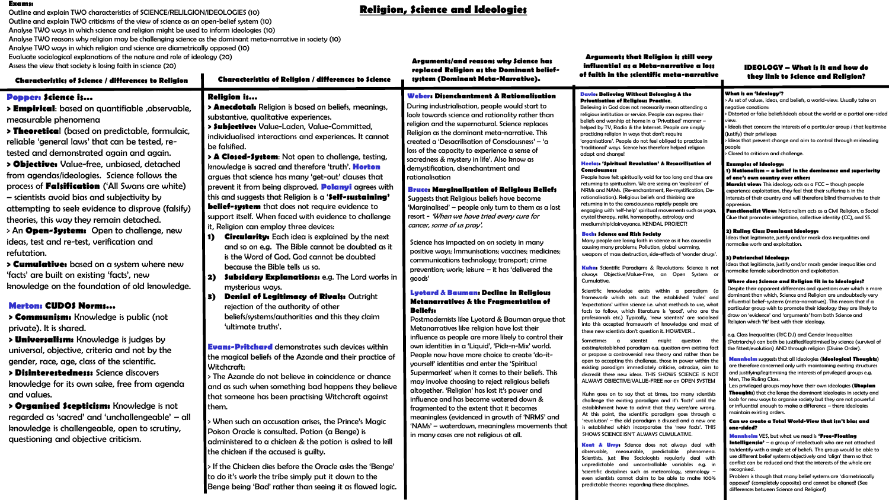# Religion, Science and Ideologies

**Exams:**

Outline and explain TWO characteristics of SCIENCE/RELILGION/IDEOLOGIES (10)
Outline and explain TWO criticisms of the view of science as an open-belief system (10)
Analyse TWO ways in which science and religion might be used to inform ideologies (10)
Analyse TWO reasons why religion may be challenging science as the dominant meta-narrative in society (10)
Analyse TWO ways in which religion and science are diametrically opposed (10)
Evaluate sociological explanations of the nature and role of ideology (20)
Assess the view that society is losing faith in science (20)

## Characteristics of Science / differences to Religion

**Popper: Science is…**

> **Empirical**: based on quantifiable ,observable, measurable phenomena

> **Theoretica**l (based on predictable, formulaic, reliable 'general laws' that can be tested, re-tested and demonstrated again and again.

> **Objective:** Value-free, unbiased, detached from agendas/ideologies. Science follows the process of **Falsification** ('All Swans are white) – scientists avoid bias and subjectivity by attempting to seek evidence to disprove (falsify) theories, this way they remain detached.

> An **Open-System:** Open to challenge, new ideas, test and re-test, verification and refutation.

> **Cumulative:** based on a system where new 'facts' are built on existing 'facts', new knowledge on the foundation of old knowledge.

**Merton: CUDOS Norms…**

> **Communism:** Knowledge is public (not private). It is shared.

> **Universalism:** Knowledge is judges by universal, objective, criteria and not by the gender, race, age, class of the scientific.

> **Disinterestedness:** Science discovers knowledge for its own sake, free from agenda and values.

> **Organised Scepticism:** Knowledge is not regarded as 'sacred' and 'unchallengeable' – all knowledge is challengeable, open to scrutiny, questioning and objective criticism.

## Characteristics of Religion / differences to Science

**Religion is…**

> **Anecdotal:** Religion is based on beliefs, meanings, substantive, qualitative experiences.

> **Subjective:** Value-Laden, Value-Committed, individualised interactions and experiences. It cannot be falsified.

> **A Closed-System:** Not open to challenge, testing, knowledge is sacred and therefore 'truth'. **Horton** argues that science has many 'get-out' clauses that prevent it from being disproved. **Polanyi** agrees with this and suggests that Religion is a **'Self-sustaining' belief-system** that does not require evidence to support itself. When faced with evidence to challenge it, Religion can employ three devices:

1) **Circularity:** Each idea is explained by the next and so on e.g. The Bible cannot be doubted as it is the Word of God. God cannot be doubted because the Bible tells us so.
2) **Subsidary Explanations:** e.g. The Lord works in mysterious ways.
3) **Denial of Legitimacy of Rivals:** Outright rejection of the authority of other beliefs/systems/authorities and this they claim 'ultimate truths'.

**Evans-Pritchard** demonstrates such devices within the magical beliefs of the Azande and their practice of Witchcraft:

> The Azande do not believe in coincidence or chance and as such when something bad happens they believe that someone has been practising Witchcraft against them.

> When such an accusation arises, the Prince's Magic Poison Oracle is consulted. Potion (a Benge) is administered to a chicken & the potion is asked to kill the chicken if the accused is guilty.

> If the Chicken dies before the Oracle asks the 'Benge' to do it's work the tribe simply put it down to the Benge being 'Bad' rather than seeing it as flawed logic.

## Arguments/and reasons why Science has replaced Religion as the Dominant belief-system (Dominant Meta-Narrative).

**Weber: Disenchantment & Rationalisation**

During industrialisation, people would start to look towards science and rationality rather than religion and the supernatural. Science replaces Religion as the dominant meta-narrative. This created a 'Descarilisation of Consciousness' – 'a loss of the capacity to experience a sense of sacredness & mystery in life'. Also know as demystification, disenchantment and rationalisation

**Bruce: Marginalisation of Religious Beliefs**

Suggests that Religious beliefs have become 'Marginalised' – people only turn to them as a last resort - *'When we have tried every cure for cancer, some of us pray'.*

Science has impacted on on society in many positive ways; Immunisations; vaccines; medicines; communications technology; transport; crime prevention; work; leisure – it has 'delivered the goods'

**Lyotard & Bauman: Decline in Religious Metanarratives & the Fragmentation of Beliefs:**

Postmodernists like Lyotard & Bauman argue that Metanarratives like religion have lost their influence as people are more likely to control their own identities in a 'Liquid', 'Pick-n-Mix' world. People now have more choice to create 'do-it-yourself' identities and enter the 'Spiritual Supermarket' when it comes to their beliefs. This may involve choosing to reject religious beliefs altogether. 'Religion' has lost it's power and influence and has become watered down & fragmented to the extent that it becomes meaningless (evidenced in growth of 'NRMS' and 'NAMs' – waterdown, meaningless movements that in many cases are not religious at all.

## Arguments that Religion is still very influential as a Meta-narrative a loss of faith in the scientific meta-narrative

**Davie: Believing Without Belonging & the Privatisation of Religious Practice.**

Believing in God does not necessarily mean attending a religious institution or service. People can express their beliefs and worship at home in a 'Privatised' manner – helped by TV, Radio & the Internet. People are simply practicing religion in ways that don't require 'organisations'. People do not feel obliged to practice in 'traditional' ways. Science has therefore helped religion adapt and change!

**Heelas: 'Spiritual Revolution' & Resacrilisation of Consciousness**

People have felt spiritually void for too long and thus are returning to spiritualism. We are seeing an 'explosion' of NRMs and NAMs. (Re-enchantment, Re-mystification, De-rationalisation). Religious beliefs and thinking are returning in to the consciousness rapidly people are engaging with 'self-help' spiritual movements such as yoga, crystal therapy, reiki, homeopathy, astrology and mediumship/clairvoyance. KENDAL PROJECT!

**Beck: Science and Risk Society**

Many people are losing faith in science as it has caused/is causing many problems; Pollution, global warming, weapons of mass destruction, side-effects of 'wonder drugs'.

**Kuhn:** Scientific Paradigms & Revolutions: Science is not always Objective/Value-Free, an Open System or Cumulative.

Scientific knowledge exists within a paradigm (a framework which sets out the established 'rules' and 'expectations' within science i.e. what methods to use, what facts to follow, which literature is 'good', who are the professionals etc.) Typically, 'new scientists' are socialised into this accepted framework of knowledge and most of these new scientists don't question it. HOWEVER…

Sometimes a scientist might question the existing/established paradigm e.g. question an existing fact or propose a controversial new theory and rather than be open to accepting this challenge, those in power within the existing paradigm immediately criticise, ostracize, aim to discredit these new ideas. THIS SHOWS SCIENCE IS NOT ALWAYS OBJECTIVE/VALUE-FREE nor an OPEN SYSTEM

Kuhn goes on to say that at times, too many scientists challenge the existing paradigm and it's 'facts' until the establishment have to admit that they were/are wrong. At this point, the scientific paradigm goes through a 'revolution' – the old paradigm is disused and a new one is established which incorporates the 'new facts'. THIS SHOWS SCIENCE ISN'T ALWAYS CUMULATIVE.

**Keat & Urry:** Science does not always deal with observable, measurable, predictable phenomena. Scientists, just like Sociologists regularly deal with unpredictable and uncontrollable variables e.g. in 'scientific disciplines such as meteorology, seismology – even scientists cannot claim to be able to make 100% predictable theories regarding these disciplines.

## IDEOLOGY – What is it and how do they link to Science and Religion?

**What is an 'Ideology'?**

> As set of values, ideas, and beliefs, a world-view. Usually take on negative conations:

> Distorted or false beliefs/ideals about the world or a partial one-sided view.

> Ideas that concern the interests of a particular group / that legitimise (justify) their privileges

> Ideas that prevent change and aim to control through misleading people

> Closed to criticism and challenge.

**Examples of Ideology:**

**1) Nationalism – a belief in the dominance and superiority of one's own country over others**

**Marxist view:** This ideology acts as a FCC – though people experience exploitation, they feel that their suffering is in the interests of their country and will therefore blind themselves to their oppression.

**Functionalist View:** Nationalism acts as a Civil Religion, a Social Glue that promotes integration, collective identity (CC), and SS.

**2) Ruling Class Dominant Ideology:**

Ideas that legitimate, justify and/or mask class inequalities and normalise work and exploitation.

**3) Patriarchal Ideology:**

Ideas that legitimate, justify and/or mask gender inequalities and normalise female subordination and exploitation.

**Where does Science and Religion fit in to Ideologies?**

Despite their apparent differences and questions over which is more dominant than which, Science and Religion are undoubtedly very influential belief-systems (meta-narratives). This means that if a particular group wish to promote their ideology they are likely to draw on 'evidence' and 'arguments' from both Science and Religion which 'fit' best with their ideology.

e.g. Class Inequalities (R/C D.I) and Gender Inequalities (Patriarchy) can both be justified/legitimised by science (survival of the fittest/evolution) AND through religion (Divine Order).

**Mannheim** suggests that all ideologies (**Ideological Thoughts**) are therefore concerned only with maintaining existing structures and justifying/legitimising the interests of privileged groups e.g. Men, The Ruling Class.

Less privileged groups may have their own ideologies (**Utopian Thoughts**) that challenge the dominant ideologies in society and look for new ways to organise society but they are not powerful or influential enough to make a difference – there ideologies maintain existing orders.

**Can we create a Total World-View that isn't bias and one-sided?**

**Mannheim** YES, but what we need is **'Free-Floating Intelligensia'** – a group of intellectuals who are not attached to/identify with a single set of beliefs. This group would be able to use different belief systems objectively and 'align' them so that conflict can be reduced and that the interests of the whole are recognised.

Problem is though that many belief systems are 'diametrically opposed' (completely opposite) and cannot be aligned! (See differences between Science and Religion!)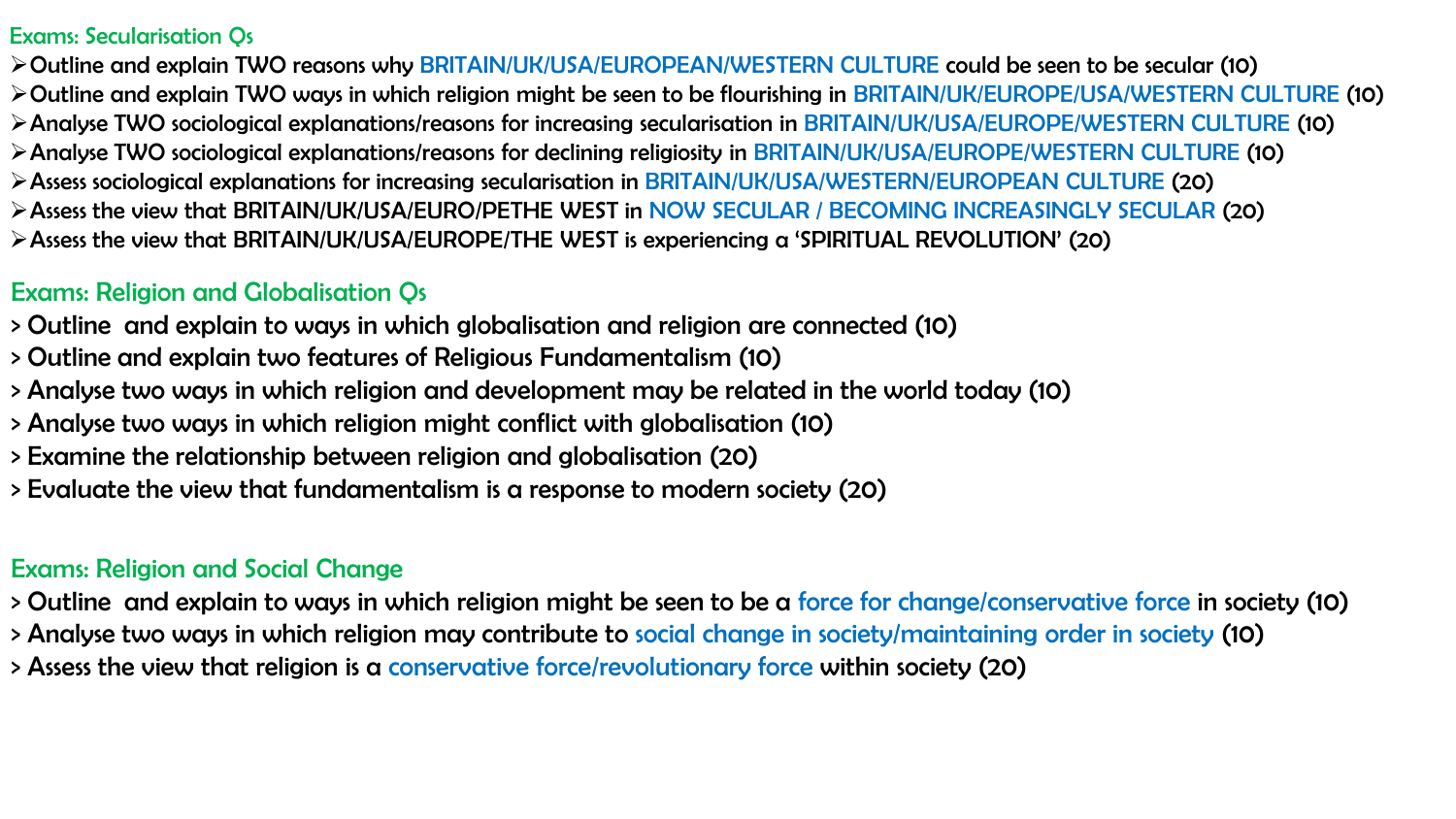## Exams: Secularisation Qs

- Outline and explain TWO reasons why BRITAIN/UK/USA/EUROPEAN/WESTERN CULTURE could be seen to be secular (10)
- Outline and explain TWO ways in which religion might be seen to be flourishing in BRITAIN/UK/EUROPE/USA/WESTERN CULTURE (10)
- Analyse TWO sociological explanations/reasons for increasing secularisation in BRITAIN/UK/USA/EUROPE/WESTERN CULTURE (10)
- Analyse TWO sociological explanations/reasons for declining religiosity in BRITAIN/UK/USA/EUROPE/WESTERN CULTURE (10)
- Assess sociological explanations for increasing secularisation in BRITAIN/UK/USA/WESTERN/EUROPEAN CULTURE (20)
- Assess the view that BRITAIN/UK/USA/EURO/PETHE WEST in NOW SECULAR / BECOMING INCREASINGLY SECULAR (20)
- Assess the view that BRITAIN/UK/USA/EUROPE/THE WEST is experiencing a 'SPIRITUAL REVOLUTION' (20)

## Exams: Religion and Globalisation Qs

> Outline and explain to ways in which globalisation and religion are connected (10)
> Outline and explain two features of Religious Fundamentalism (10)
> Analyse two ways in which religion and development may be related in the world today (10)
> Analyse two ways in which religion might conflict with globalisation (10)
> Examine the relationship between religion and globalisation (20)
> Evaluate the view that fundamentalism is a response to modern society (20)

## Exams: Religion and Social Change

> Outline and explain to ways in which religion might be seen to be a force for change/conservative force in society (10)
> Analyse two ways in which religion may contribute to social change in society/maintaining order in society (10)
> Assess the view that religion is a conservative force/revolutionary force within society (20)